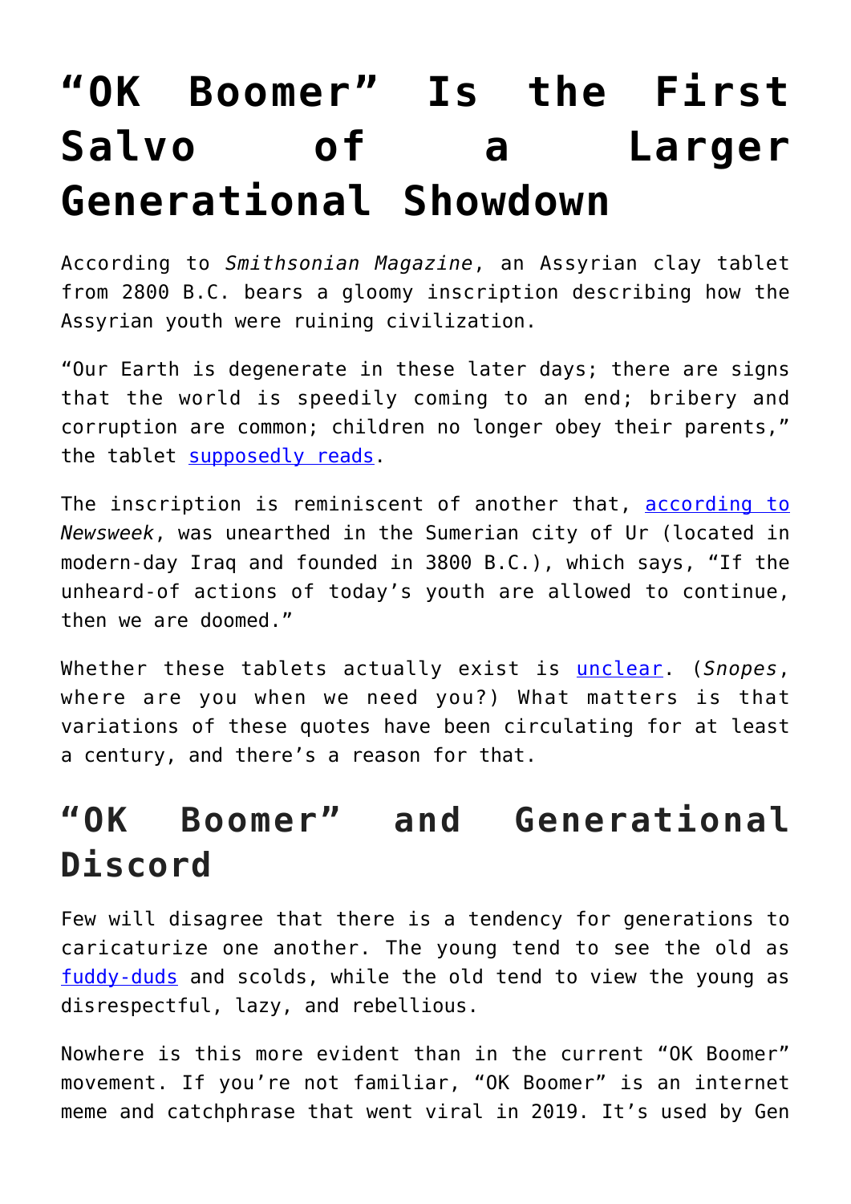# “OK Boomer” Is the First Salvo of a Larger Generational Showdown

According to *Smithsonian Magazine*, an Assyrian clay tablet from 2800 B.C. bears a gloomy inscription describing how the Assyrian youth were ruining civilization.

“Our Earth is degenerate in these later days; there are signs that the world is speedily coming to an end; bribery and corruption are common; children no longer obey their parents,” the tablet supposedly reads.

The inscription is reminiscent of another that, according to *Newsweek*, was unearthed in the Sumerian city of Ur (located in modern-day Iraq and founded in 3800 B.C.), which says, “If the unheard-of actions of today’s youth are allowed to continue, then we are doomed.”

Whether these tablets actually exist is unclear. (*Snopes*, where are you when we need you?) What matters is that variations of these quotes have been circulating for at least a century, and there’s a reason for that.

## “OK Boomer” and Generational Discord

Few will disagree that there is a tendency for generations to caricaturize one another. The young tend to see the old as fuddy-duds and scolds, while the old tend to view the young as disrespectful, lazy, and rebellious.

Nowhere is this more evident than in the current “OK Boomer” movement. If you’re not familiar, “OK Boomer” is an internet meme and catchphrase that went viral in 2019. It’s used by Gen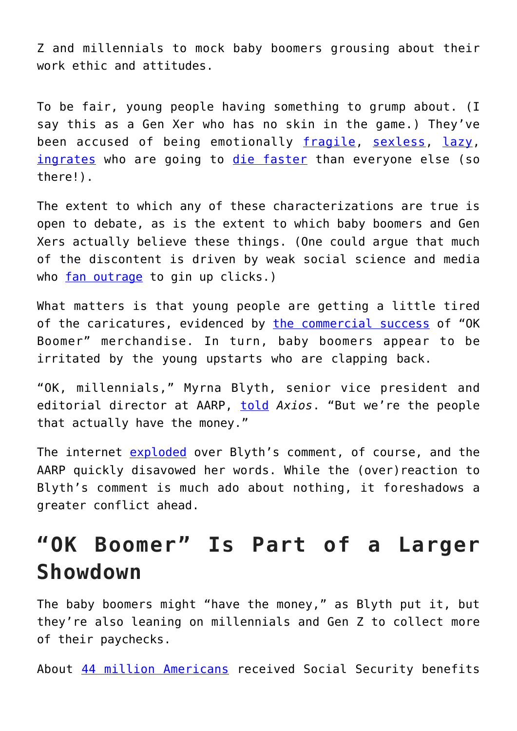Z and millennials to mock baby boomers grousing about their work ethic and attitudes.

To be fair, young people having something to grump about. (I say this as a Gen Xer who has no skin in the game.) They've been accused of being emotionally fragile, sexless, lazy, ingrates who are going to die faster than everyone else (so there!).

The extent to which any of these characterizations are true is open to debate, as is the extent to which baby boomers and Gen Xers actually believe these things. (One could argue that much of the discontent is driven by weak social science and media who fan outrage to gin up clicks.)

What matters is that young people are getting a little tired of the caricatures, evidenced by the commercial success of "OK Boomer" merchandise. In turn, baby boomers appear to be irritated by the young upstarts who are clapping back.

"OK, millennials," Myrna Blyth, senior vice president and editorial director at AARP, told *Axios*. "But we're the people that actually have the money."

The internet exploded over Blyth's comment, of course, and the AARP quickly disavowed her words. While the (over)reaction to Blyth's comment is much ado about nothing, it foreshadows a greater conflict ahead.

## "OK Boomer" Is Part of a Larger Showdown

The baby boomers might "have the money," as Blyth put it, but they're also leaning on millennials and Gen Z to collect more of their paychecks.

About 44 million Americans received Social Security benefits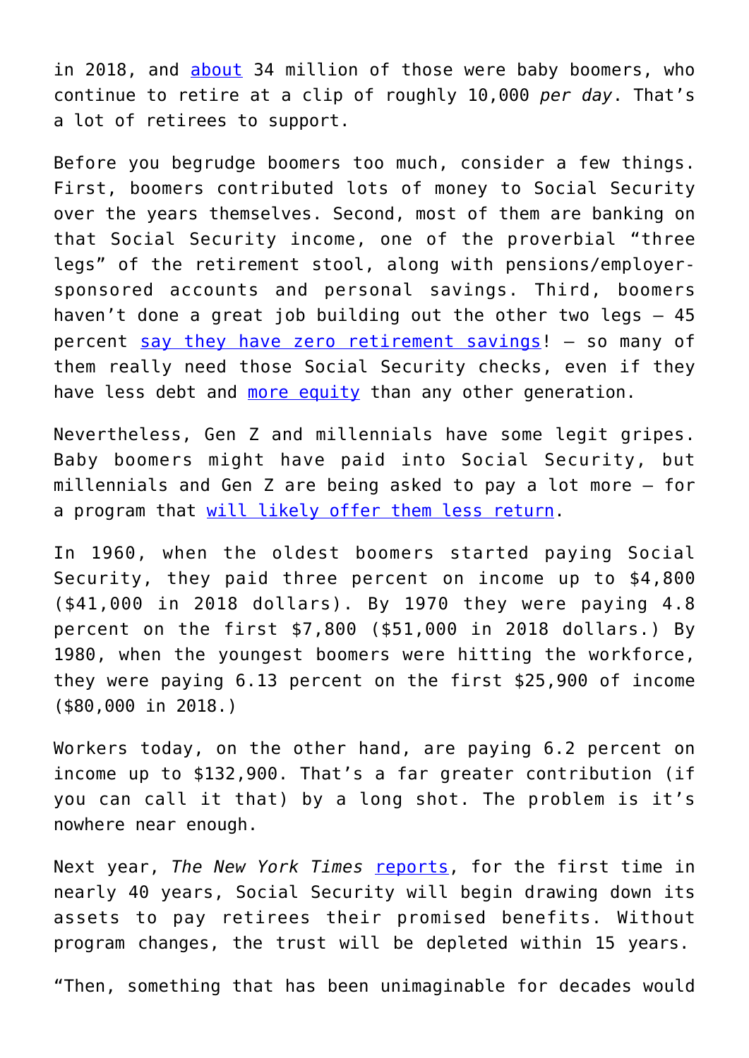in 2018, and about 34 million of those were baby boomers, who continue to retire at a clip of roughly 10,000 *per day*. That's a lot of retirees to support.

Before you begrudge boomers too much, consider a few things. First, boomers contributed lots of money to Social Security over the years themselves. Second, most of them are banking on that Social Security income, one of the proverbial "three legs" of the retirement stool, along with pensions/employer-sponsored accounts and personal savings. Third, boomers haven't done a great job building out the other two legs – 45 percent say they have zero retirement savings! – so many of them really need those Social Security checks, even if they have less debt and more equity than any other generation.

Nevertheless, Gen Z and millennials have some legit gripes. Baby boomers might have paid into Social Security, but millennials and Gen Z are being asked to pay a lot more – for a program that will likely offer them less return.

In 1960, when the oldest boomers started paying Social Security, they paid three percent on income up to $4,800 ($41,000 in 2018 dollars). By 1970 they were paying 4.8 percent on the first $7,800 ($51,000 in 2018 dollars.) By 1980, when the youngest boomers were hitting the workforce, they were paying 6.13 percent on the first $25,900 of income ($80,000 in 2018.)

Workers today, on the other hand, are paying 6.2 percent on income up to $132,900. That's a far greater contribution (if you can call it that) by a long shot. The problem is it's nowhere near enough.

Next year, *The New York Times* reports, for the first time in nearly 40 years, Social Security will begin drawing down its assets to pay retirees their promised benefits. Without program changes, the trust will be depleted within 15 years.

"Then, something that has been unimaginable for decades would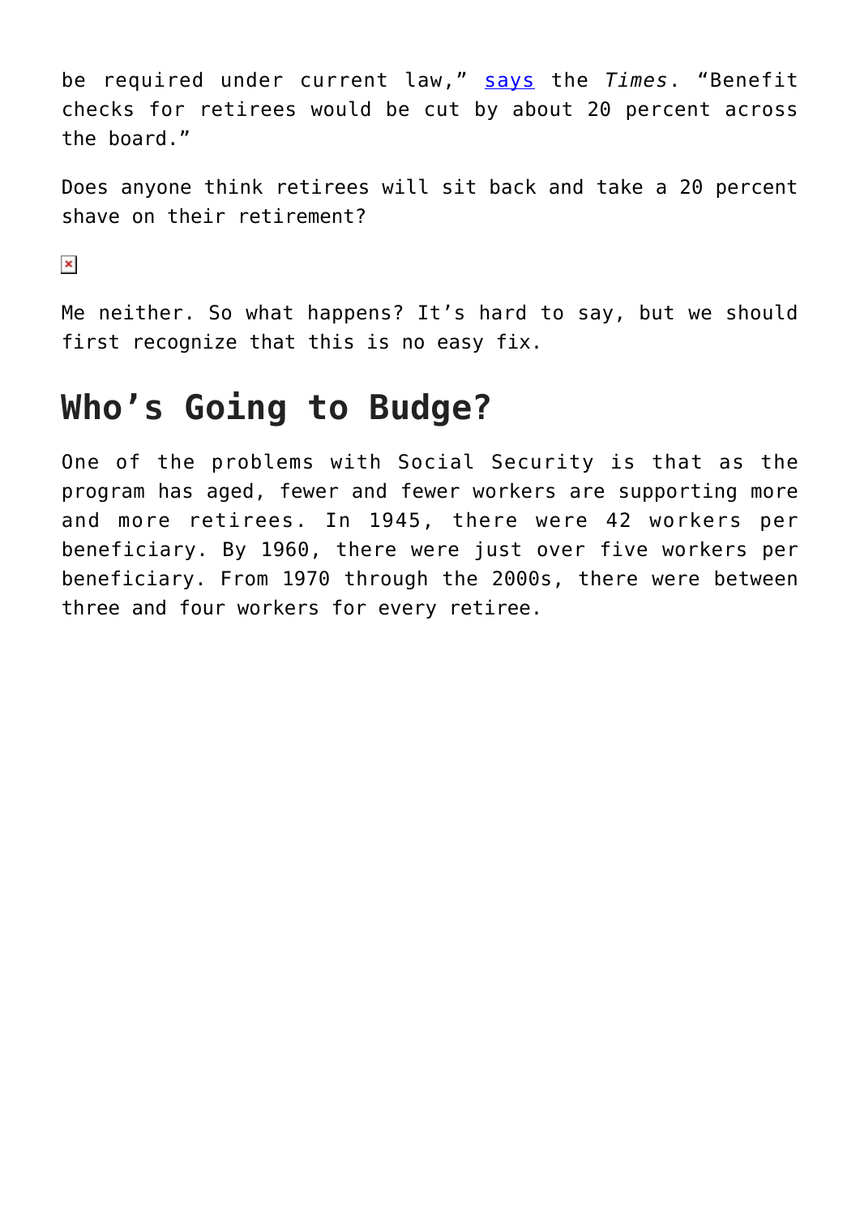be required under current law," says the *Times*. "Benefit checks for retirees would be cut by about 20 percent across the board."

Does anyone think retirees will sit back and take a 20 percent shave on their retirement?

Me neither. So what happens? It's hard to say, but we should first recognize that this is no easy fix.

## Who's Going to Budge?

One of the problems with Social Security is that as the program has aged, fewer and fewer workers are supporting more and more retirees. In 1945, there were 42 workers per beneficiary. By 1960, there were just over five workers per beneficiary. From 1970 through the 2000s, there were between three and four workers for every retiree.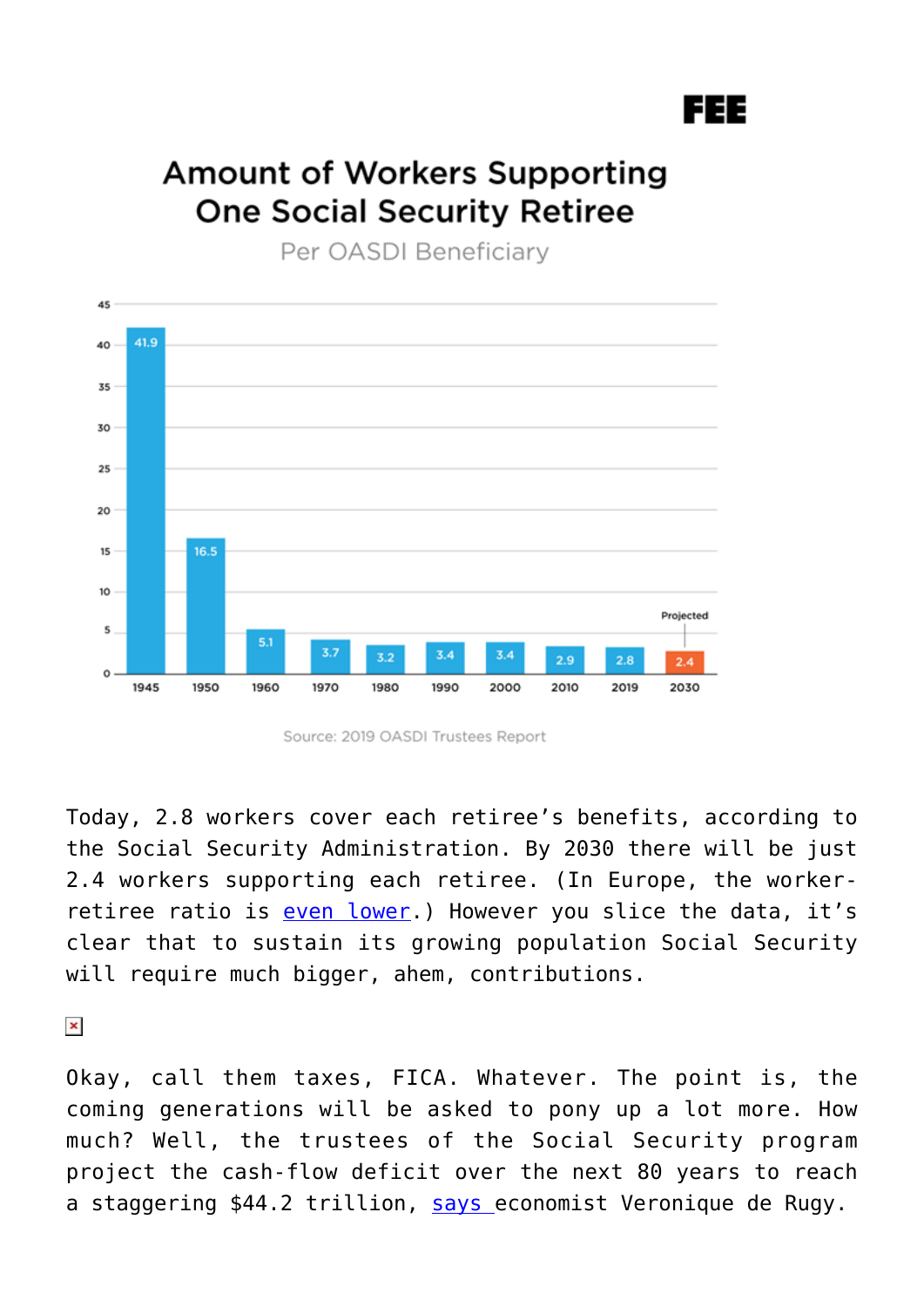**Amount of Workers Supporting One Social Security Retiree**

Per OASDI Beneficiary

| Year | Workers |
|---|---|
| 1945 | 41.9 |
| 1950 | 16.5 |
| 1960 | 5.1 |
| 1970 | 3.7 |
| 1980 | 3.2 |
| 1990 | 3.4 |
| 2000 | 3.4 |
| 2010 | 2.9 |
| 2019 | 2.8 |
| 2030 (Projected) | 2.4 |

Source: 2019 OASDI Trustees Report

Today, 2.8 workers cover each retiree's benefits, according to the Social Security Administration. By 2030 there will be just 2.4 workers supporting each retiree. (In Europe, the worker-retiree ratio is even lower.) However you slice the data, it's clear that to sustain its growing population Social Security will require much bigger, ahem, contributions.

Okay, call them taxes, FICA. Whatever. The point is, the coming generations will be asked to pony up a lot more. How much? Well, the trustees of the Social Security program project the cash-flow deficit over the next 80 years to reach a staggering $44.2 trillion, says economist Veronique de Rugy.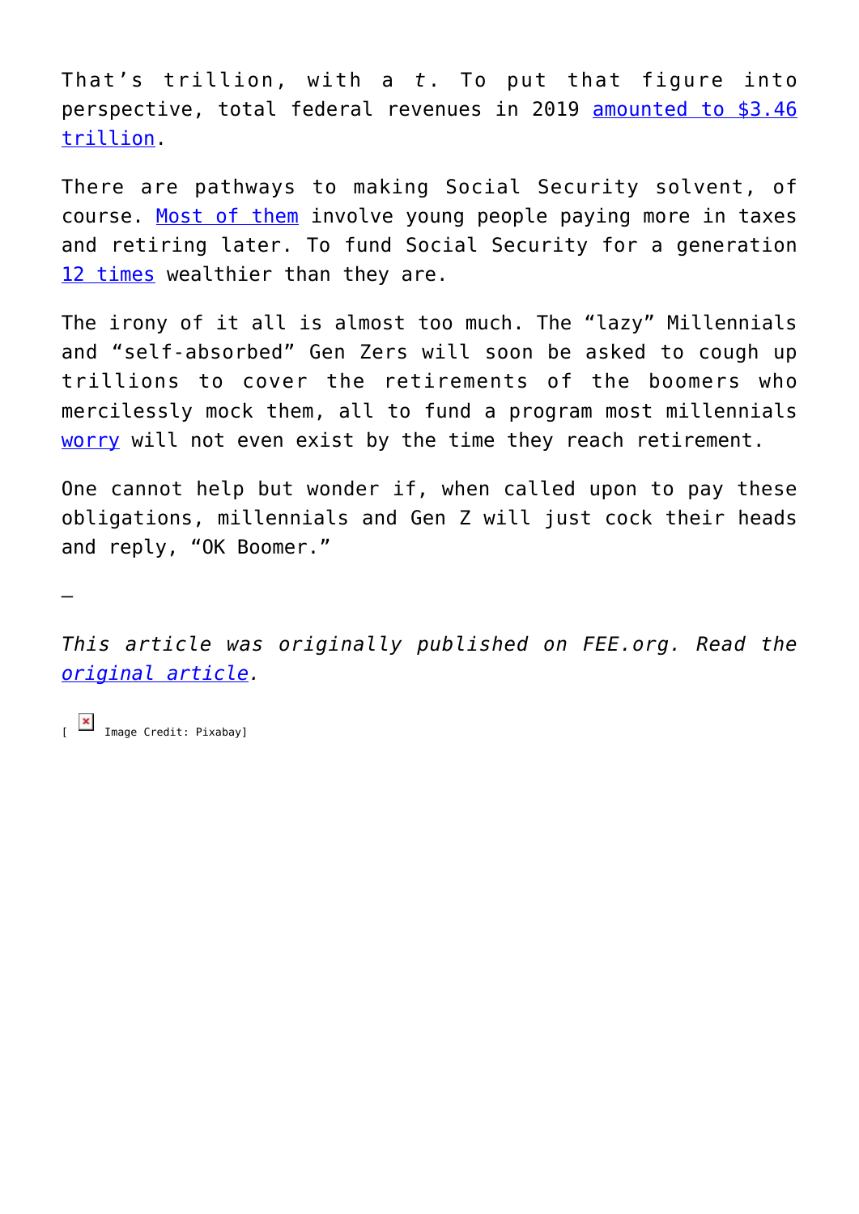That's trillion, with a *t*. To put that figure into perspective, total federal revenues in 2019 amounted to $3.46 trillion.

There are pathways to making Social Security solvent, of course. Most of them involve young people paying more in taxes and retiring later. To fund Social Security for a generation 12 times wealthier than they are.

The irony of it all is almost too much. The "lazy" Millennials and "self-absorbed" Gen Zers will soon be asked to cough up trillions to cover the retirements of the boomers who mercilessly mock them, all to fund a program most millennials worry will not even exist by the time they reach retirement.

One cannot help but wonder if, when called upon to pay these obligations, millennials and Gen Z will just cock their heads and reply, "OK Boomer."

—

*This article was originally published on FEE.org. Read the original article.*

[ Image Credit: Pixabay]